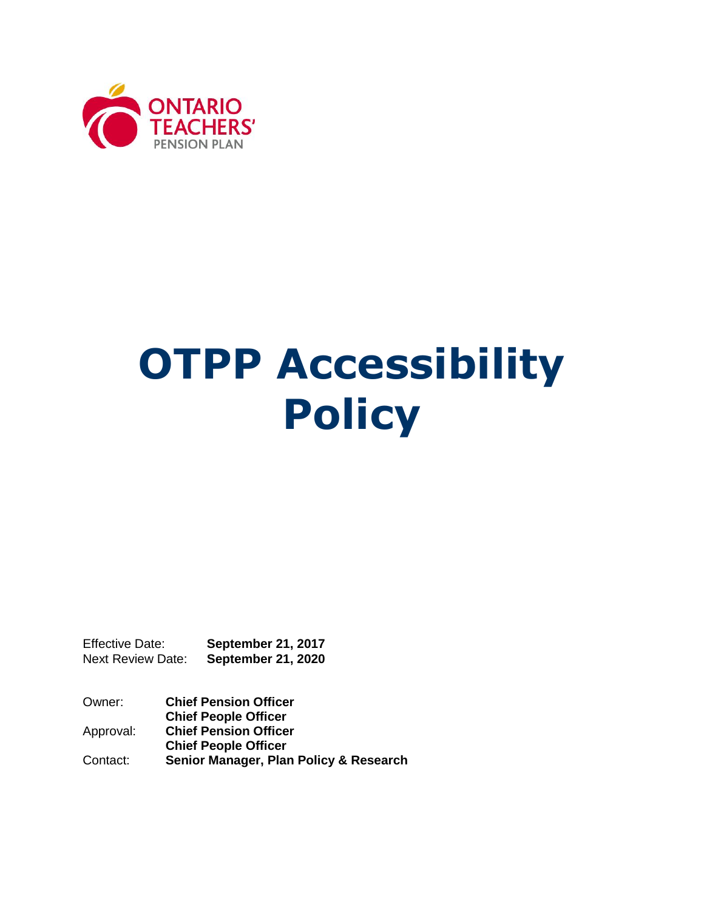ONTARIO TEACHERS' PENSION PLAN

# OTPP Accessibility Policy

Effective Date: **September 21, 2017**
Next Review Date: **September 21, 2020**

Owner: **Chief Pension Officer**
**Chief People Officer**
Approval: **Chief Pension Officer**
**Chief People Officer**
Contact: **Senior Manager, Plan Policy & Research**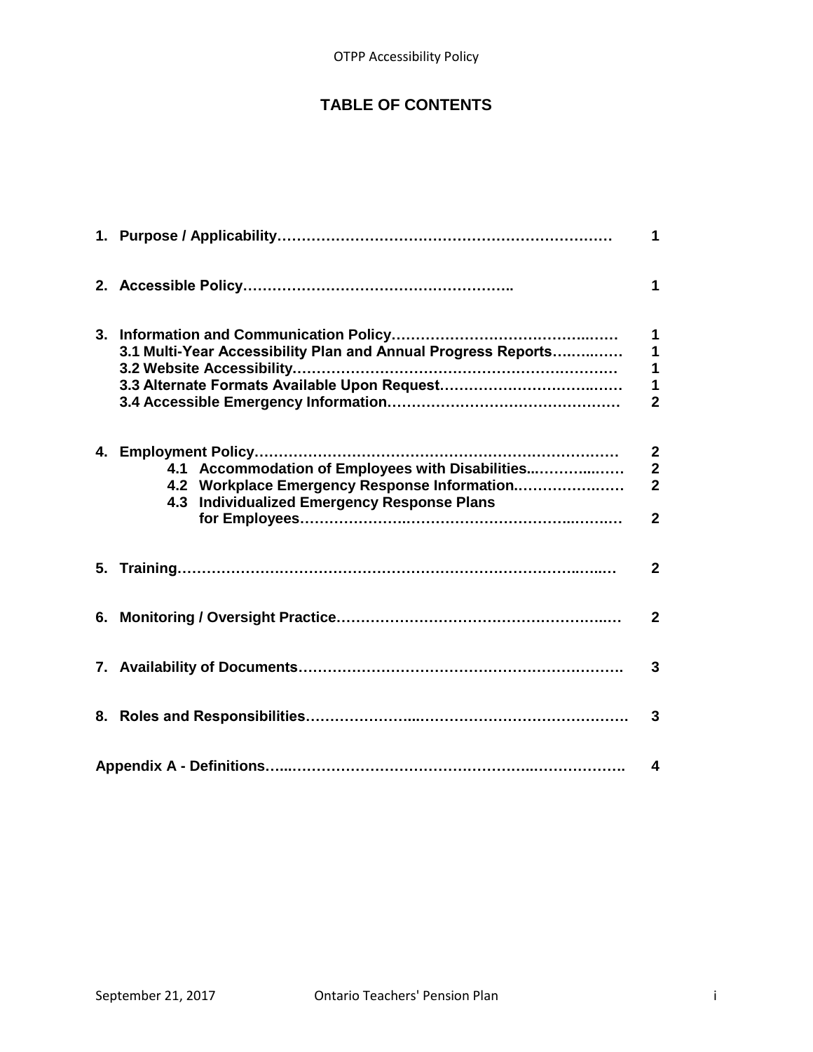# TABLE OF CONTENTS

| | |
|---|---|
| **1. Purpose / Applicability** | **1** |
| **2. Accessible Policy** | **1** |
| **3. Information and Communication Policy** | **1** |
| **3.1 Multi-Year Accessibility Plan and Annual Progress Reports** | **1** |
| **3.2 Website Accessibility** | **1** |
| **3.3 Alternate Formats Available Upon Request** | **1** |
| **3.4 Accessible Emergency Information** | **2** |
| **4. Employment Policy** | **2** |
| **4.1 Accommodation of Employees with Disabilities** | **2** |
| **4.2 Workplace Emergency Response Information** | **2** |
| **4.3 Individualized Emergency Response Plans for Employees** | **2** |
| **5. Training** | **2** |
| **6. Monitoring / Oversight Practice** | **2** |
| **7. Availability of Documents** | **3** |
| **8. Roles and Responsibilities** | **3** |
| **Appendix A - Definitions** | **4** |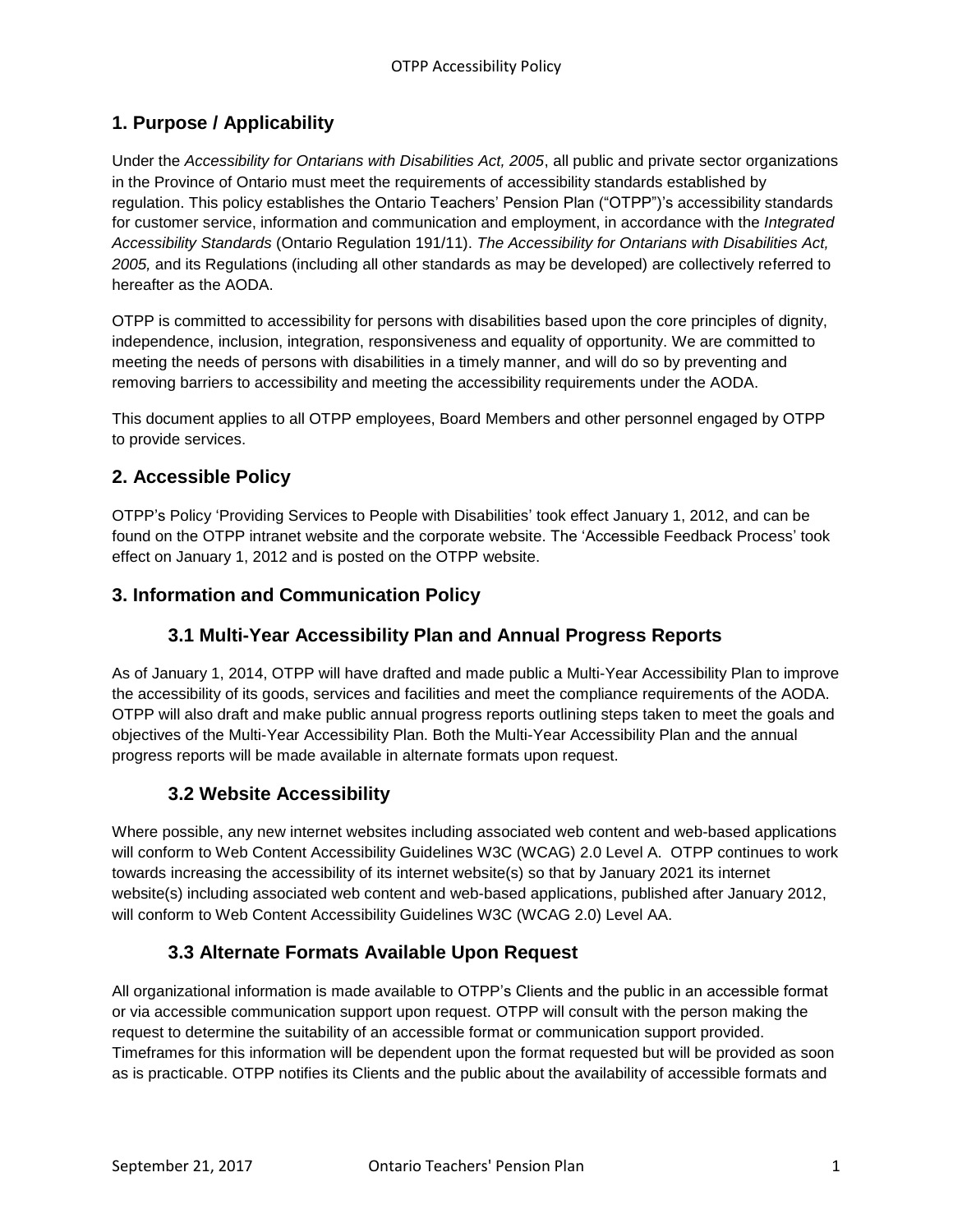## 1. Purpose / Applicability

Under the *Accessibility for Ontarians with Disabilities Act, 2005*, all public and private sector organizations in the Province of Ontario must meet the requirements of accessibility standards established by regulation. This policy establishes the Ontario Teachers' Pension Plan ("OTPP")'s accessibility standards for customer service, information and communication and employment, in accordance with the *Integrated Accessibility Standards* (Ontario Regulation 191/11). *The Accessibility for Ontarians with Disabilities Act, 2005,* and its Regulations (including all other standards as may be developed) are collectively referred to hereafter as the AODA.

OTPP is committed to accessibility for persons with disabilities based upon the core principles of dignity, independence, inclusion, integration, responsiveness and equality of opportunity. We are committed to meeting the needs of persons with disabilities in a timely manner, and will do so by preventing and removing barriers to accessibility and meeting the accessibility requirements under the AODA.

This document applies to all OTPP employees, Board Members and other personnel engaged by OTPP to provide services.

## 2. Accessible Policy

OTPP's Policy 'Providing Services to People with Disabilities' took effect January 1, 2012, and can be found on the OTPP intranet website and the corporate website. The 'Accessible Feedback Process' took effect on January 1, 2012 and is posted on the OTPP website.

## 3. Information and Communication Policy

### 3.1 Multi-Year Accessibility Plan and Annual Progress Reports

As of January 1, 2014, OTPP will have drafted and made public a Multi-Year Accessibility Plan to improve the accessibility of its goods, services and facilities and meet the compliance requirements of the AODA. OTPP will also draft and make public annual progress reports outlining steps taken to meet the goals and objectives of the Multi-Year Accessibility Plan. Both the Multi-Year Accessibility Plan and the annual progress reports will be made available in alternate formats upon request.

### 3.2 Website Accessibility

Where possible, any new internet websites including associated web content and web-based applications will conform to Web Content Accessibility Guidelines W3C (WCAG) 2.0 Level A. OTPP continues to work towards increasing the accessibility of its internet website(s) so that by January 2021 its internet website(s) including associated web content and web-based applications, published after January 2012, will conform to Web Content Accessibility Guidelines W3C (WCAG 2.0) Level AA.

### 3.3 Alternate Formats Available Upon Request

All organizational information is made available to OTPP's Clients and the public in an accessible format or via accessible communication support upon request. OTPP will consult with the person making the request to determine the suitability of an accessible format or communication support provided. Timeframes for this information will be dependent upon the format requested but will be provided as soon as is practicable. OTPP notifies its Clients and the public about the availability of accessible formats and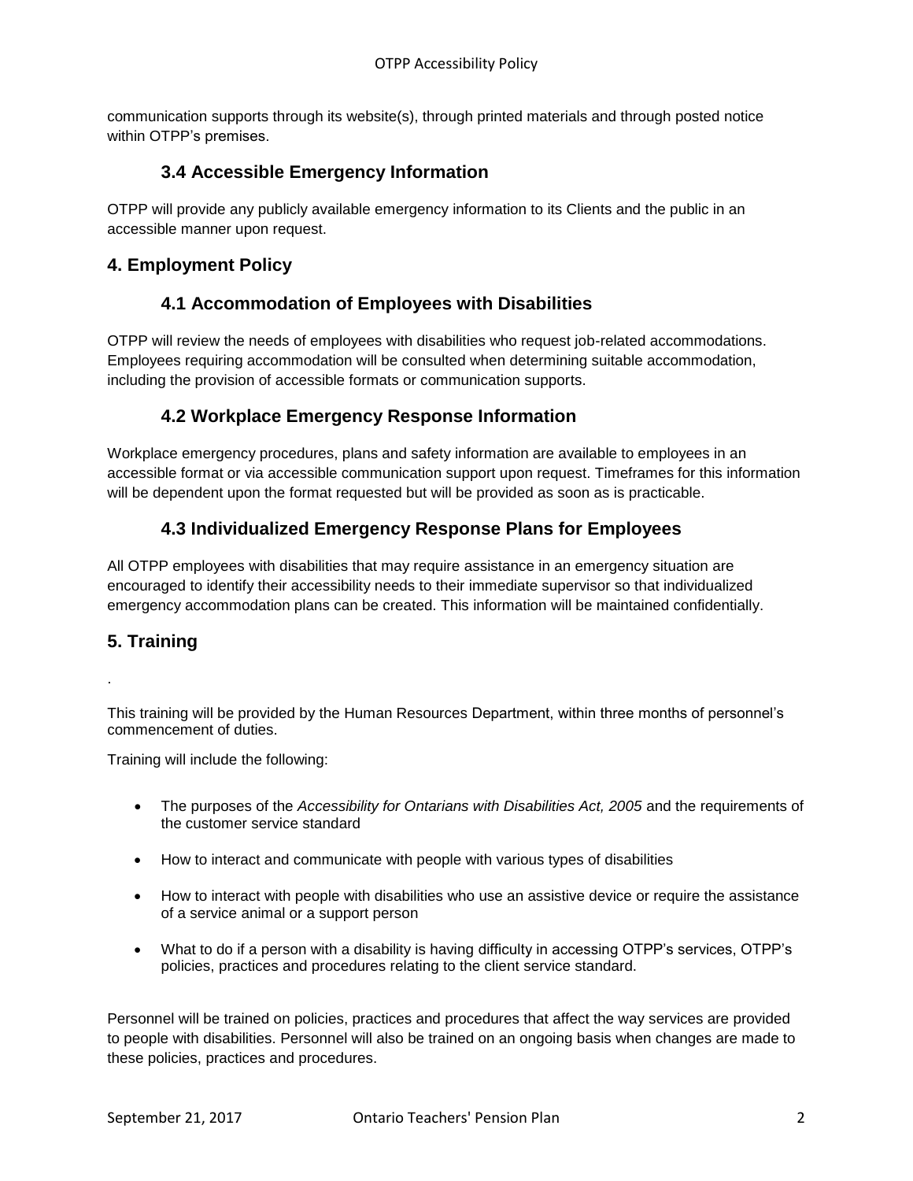communication supports through its website(s), through printed materials and through posted notice within OTPP's premises.

### 3.4 Accessible Emergency Information

OTPP will provide any publicly available emergency information to its Clients and the public in an accessible manner upon request.

## 4. Employment Policy

### 4.1 Accommodation of Employees with Disabilities

OTPP will review the needs of employees with disabilities who request job-related accommodations. Employees requiring accommodation will be consulted when determining suitable accommodation, including the provision of accessible formats or communication supports.

### 4.2 Workplace Emergency Response Information

Workplace emergency procedures, plans and safety information are available to employees in an accessible format or via accessible communication support upon request. Timeframes for this information will be dependent upon the format requested but will be provided as soon as is practicable.

### 4.3 Individualized Emergency Response Plans for Employees

All OTPP employees with disabilities that may require assistance in an emergency situation are encouraged to identify their accessibility needs to their immediate supervisor so that individualized emergency accommodation plans can be created. This information will be maintained confidentially.

## 5. Training

.

This training will be provided by the Human Resources Department, within three months of personnel's commencement of duties.

Training will include the following:

- The purposes of the *Accessibility for Ontarians with Disabilities Act, 2005* and the requirements of the customer service standard
- How to interact and communicate with people with various types of disabilities
- How to interact with people with disabilities who use an assistive device or require the assistance of a service animal or a support person
- What to do if a person with a disability is having difficulty in accessing OTPP's services, OTPP's policies, practices and procedures relating to the client service standard.

Personnel will be trained on policies, practices and procedures that affect the way services are provided to people with disabilities. Personnel will also be trained on an ongoing basis when changes are made to these policies, practices and procedures.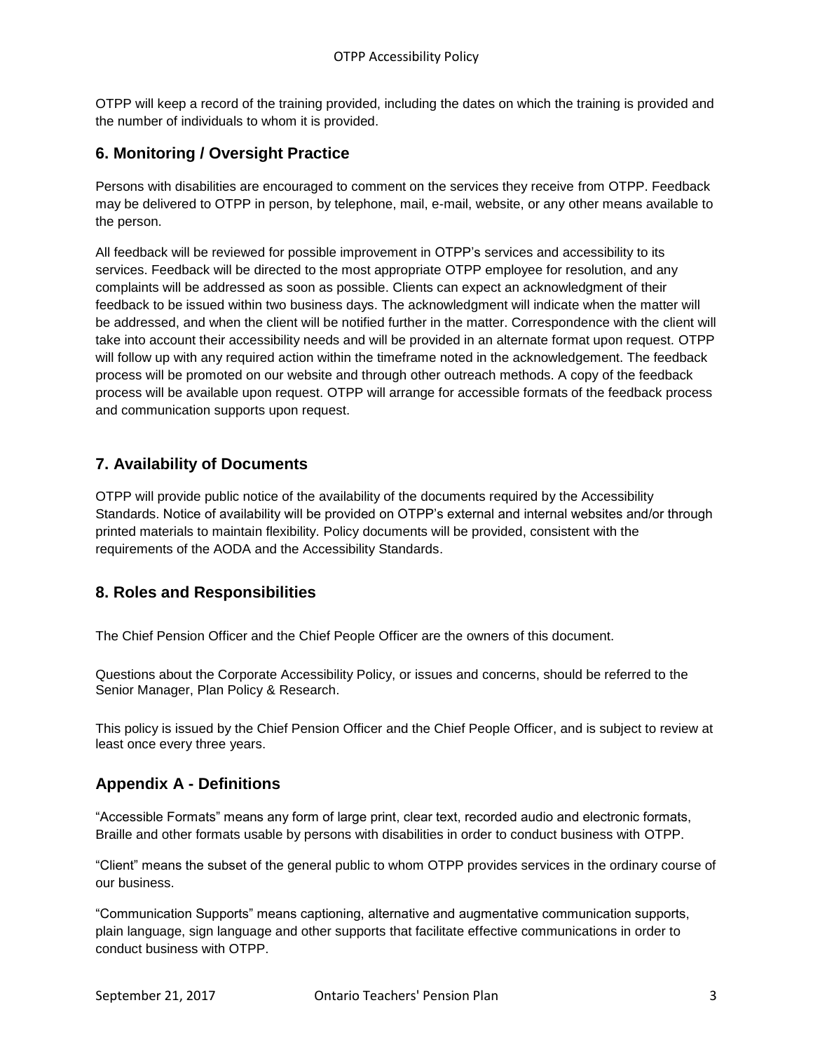OTPP will keep a record of the training provided, including the dates on which the training is provided and the number of individuals to whom it is provided.

## 6. Monitoring / Oversight Practice

Persons with disabilities are encouraged to comment on the services they receive from OTPP. Feedback may be delivered to OTPP in person, by telephone, mail, e-mail, website, or any other means available to the person.

All feedback will be reviewed for possible improvement in OTPP's services and accessibility to its services. Feedback will be directed to the most appropriate OTPP employee for resolution, and any complaints will be addressed as soon as possible. Clients can expect an acknowledgment of their feedback to be issued within two business days. The acknowledgment will indicate when the matter will be addressed, and when the client will be notified further in the matter. Correspondence with the client will take into account their accessibility needs and will be provided in an alternate format upon request. OTPP will follow up with any required action within the timeframe noted in the acknowledgement. The feedback process will be promoted on our website and through other outreach methods. A copy of the feedback process will be available upon request. OTPP will arrange for accessible formats of the feedback process and communication supports upon request.

## 7. Availability of Documents

OTPP will provide public notice of the availability of the documents required by the Accessibility Standards. Notice of availability will be provided on OTPP's external and internal websites and/or through printed materials to maintain flexibility. Policy documents will be provided, consistent with the requirements of the AODA and the Accessibility Standards.

## 8. Roles and Responsibilities

The Chief Pension Officer and the Chief People Officer are the owners of this document.

Questions about the Corporate Accessibility Policy, or issues and concerns, should be referred to the Senior Manager, Plan Policy & Research.

This policy is issued by the Chief Pension Officer and the Chief People Officer, and is subject to review at least once every three years.

## Appendix A - Definitions

"Accessible Formats" means any form of large print, clear text, recorded audio and electronic formats, Braille and other formats usable by persons with disabilities in order to conduct business with OTPP.

"Client" means the subset of the general public to whom OTPP provides services in the ordinary course of our business.

"Communication Supports" means captioning, alternative and augmentative communication supports, plain language, sign language and other supports that facilitate effective communications in order to conduct business with OTPP.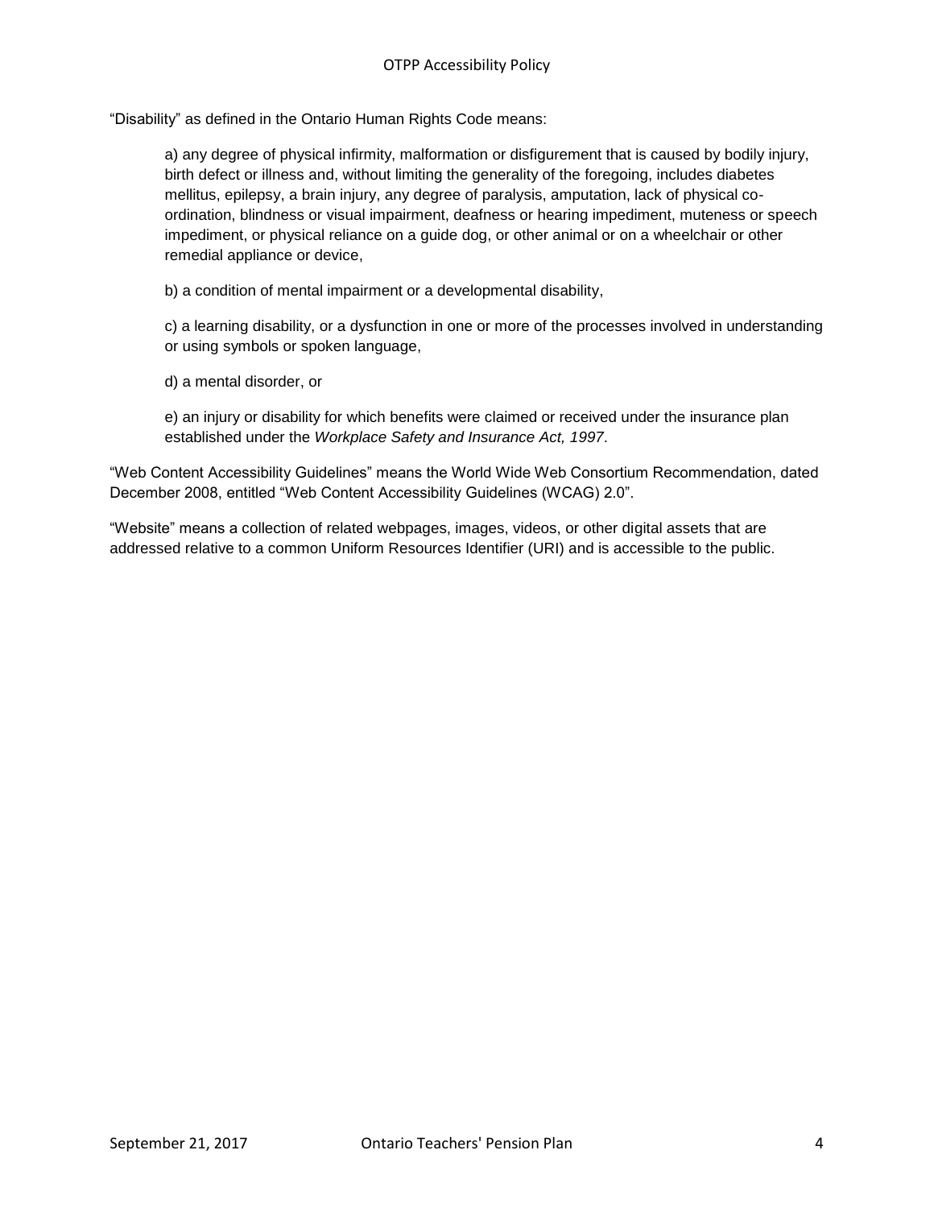"Disability" as defined in the Ontario Human Rights Code means:

> a) any degree of physical infirmity, malformation or disfigurement that is caused by bodily injury, birth defect or illness and, without limiting the generality of the foregoing, includes diabetes mellitus, epilepsy, a brain injury, any degree of paralysis, amputation, lack of physical co-ordination, blindness or visual impairment, deafness or hearing impediment, muteness or speech impediment, or physical reliance on a guide dog, or other animal or on a wheelchair or other remedial appliance or device,
>
> b) a condition of mental impairment or a developmental disability,
>
> c) a learning disability, or a dysfunction in one or more of the processes involved in understanding or using symbols or spoken language,
>
> d) a mental disorder, or
>
> e) an injury or disability for which benefits were claimed or received under the insurance plan established under the *Workplace Safety and Insurance Act, 1997*.

"Web Content Accessibility Guidelines" means the World Wide Web Consortium Recommendation, dated December 2008, entitled "Web Content Accessibility Guidelines (WCAG) 2.0".

"Website" means a collection of related webpages, images, videos, or other digital assets that are addressed relative to a common Uniform Resources Identifier (URI) and is accessible to the public.